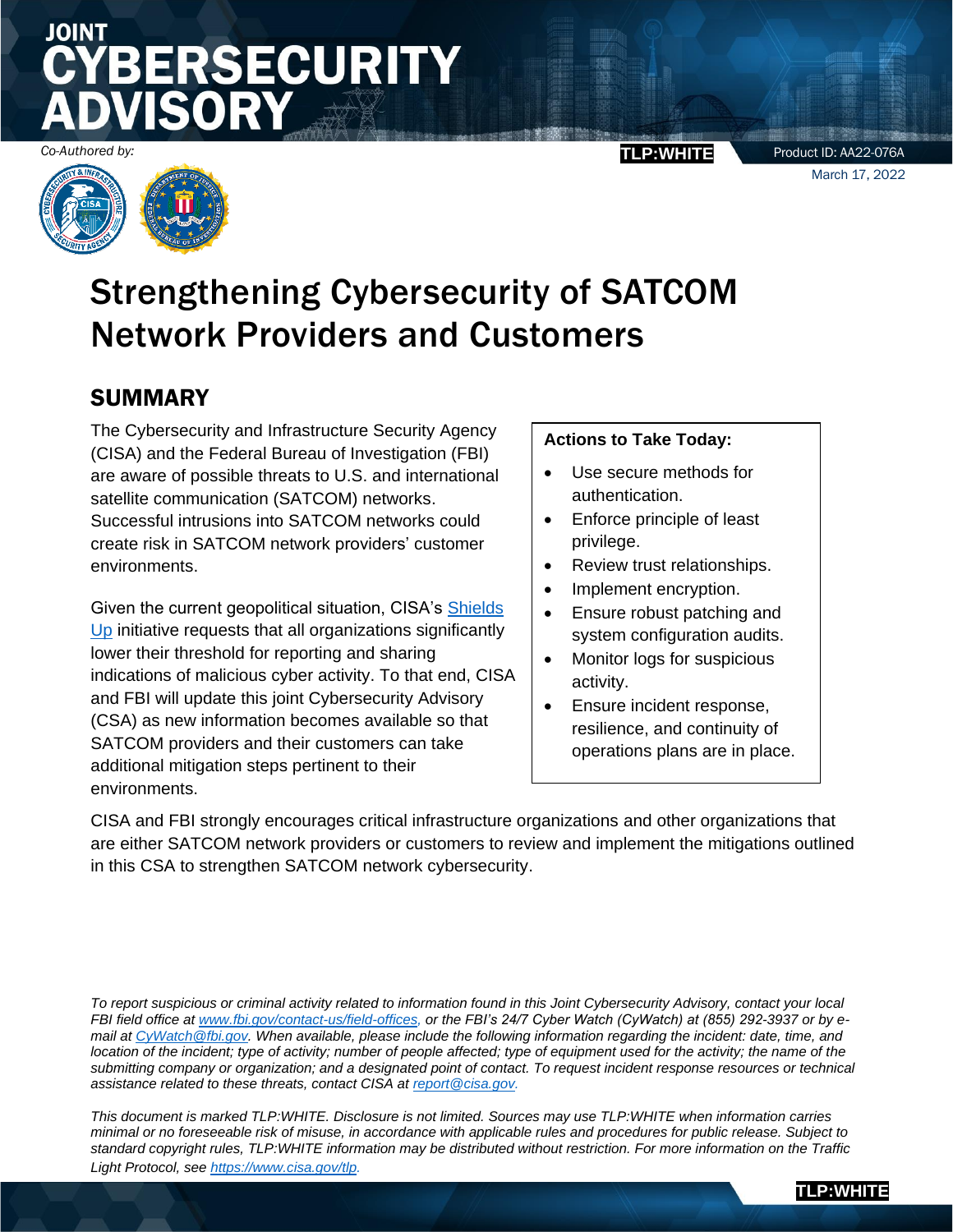# JOINT CYBERSECURITY ADVISORY

*Co-Authored by:*

**TLP:WHITE**

Product ID: AA22-076A

March 17, 2022

# Strengthening Cybersecurity of SATCOM Network Providers and Customers

## SUMMARY

The Cybersecurity and Infrastructure Security Agency (CISA) and the Federal Bureau of Investigation (FBI) are aware of possible threats to U.S. and international satellite communication (SATCOM) networks. Successful intrusions into SATCOM networks could create risk in SATCOM network providers' customer environments.

Given the current geopolitical situation, CISA's Shields Up initiative requests that all organizations significantly lower their threshold for reporting and sharing indications of malicious cyber activity. To that end, CISA and FBI will update this joint Cybersecurity Advisory (CSA) as new information becomes available so that SATCOM providers and their customers can take additional mitigation steps pertinent to their environments.

**Actions to Take Today:**

- Use secure methods for authentication.
- Enforce principle of least privilege.
- Review trust relationships.
- Implement encryption.
- Ensure robust patching and system configuration audits.
- Monitor logs for suspicious activity.
- Ensure incident response, resilience, and continuity of operations plans are in place.

CISA and FBI strongly encourages critical infrastructure organizations and other organizations that are either SATCOM network providers or customers to review and implement the mitigations outlined in this CSA to strengthen SATCOM network cybersecurity.

*To report suspicious or criminal activity related to information found in this Joint Cybersecurity Advisory, contact your local FBI field office at www.fbi.gov/contact-us/field-offices, or the FBI's 24/7 Cyber Watch (CyWatch) at (855) 292-3937 or by e-mail at CyWatch@fbi.gov. When available, please include the following information regarding the incident: date, time, and location of the incident; type of activity; number of people affected; type of equipment used for the activity; the name of the submitting company or organization; and a designated point of contact. To request incident response resources or technical assistance related to these threats, contact CISA at report@cisa.gov.*

*This document is marked TLP:WHITE. Disclosure is not limited. Sources may use TLP:WHITE when information carries minimal or no foreseeable risk of misuse, in accordance with applicable rules and procedures for public release. Subject to standard copyright rules, TLP:WHITE information may be distributed without restriction. For more information on the Traffic Light Protocol, see https://www.cisa.gov/tlp.*

**TLP:WHITE**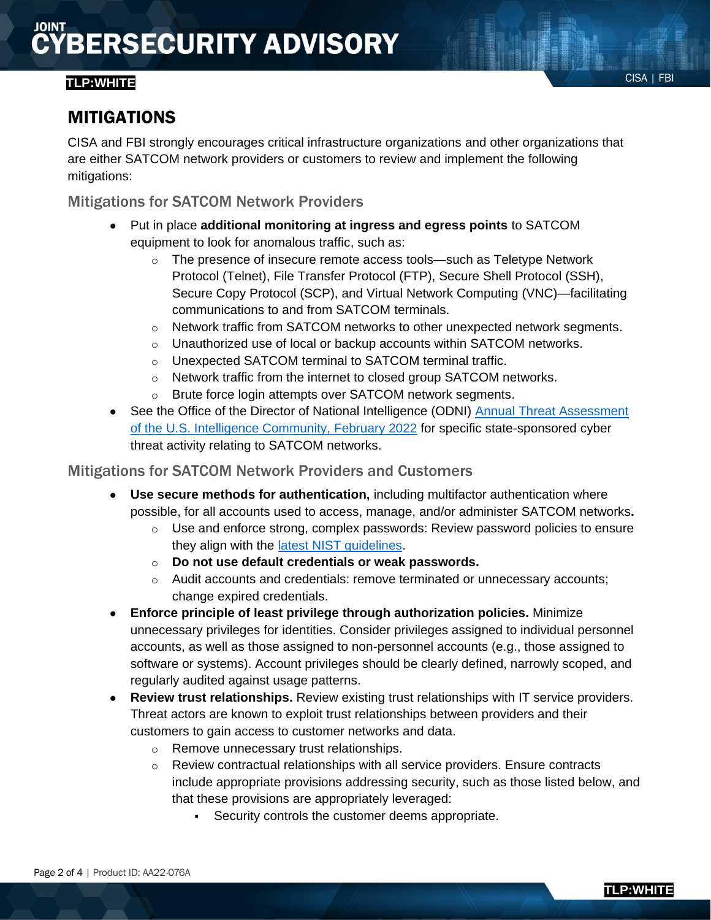## MITIGATIONS

CISA and FBI strongly encourages critical infrastructure organizations and other organizations that are either SATCOM network providers or customers to review and implement the following mitigations:

### Mitigations for SATCOM Network Providers

- Put in place **additional monitoring at ingress and egress points** to SATCOM equipment to look for anomalous traffic, such as:
  - The presence of insecure remote access tools—such as Teletype Network Protocol (Telnet), File Transfer Protocol (FTP), Secure Shell Protocol (SSH), Secure Copy Protocol (SCP), and Virtual Network Computing (VNC)—facilitating communications to and from SATCOM terminals.
  - Network traffic from SATCOM networks to other unexpected network segments.
  - Unauthorized use of local or backup accounts within SATCOM networks.
  - Unexpected SATCOM terminal to SATCOM terminal traffic.
  - Network traffic from the internet to closed group SATCOM networks.
  - Brute force login attempts over SATCOM network segments.
- See the Office of the Director of National Intelligence (ODNI) [Annual Threat Assessment of the U.S. Intelligence Community, February 2022]() for specific state-sponsored cyber threat activity relating to SATCOM networks.

### Mitigations for SATCOM Network Providers and Customers

- **Use secure methods for authentication,** including multifactor authentication where possible, for all accounts used to access, manage, and/or administer SATCOM networks**.**
  - Use and enforce strong, complex passwords: Review password policies to ensure they align with the [latest NIST guidelines]().
  - **Do not use default credentials or weak passwords.**
  - Audit accounts and credentials: remove terminated or unnecessary accounts; change expired credentials.
- **Enforce principle of least privilege through authorization policies.** Minimize unnecessary privileges for identities. Consider privileges assigned to individual personnel accounts, as well as those assigned to non-personnel accounts (e.g., those assigned to software or systems). Account privileges should be clearly defined, narrowly scoped, and regularly audited against usage patterns.
- **Review trust relationships.** Review existing trust relationships with IT service providers. Threat actors are known to exploit trust relationships between providers and their customers to gain access to customer networks and data.
  - Remove unnecessary trust relationships.
  - Review contractual relationships with all service providers. Ensure contracts include appropriate provisions addressing security, such as those listed below, and that these provisions are appropriately leveraged:
    - Security controls the customer deems appropriate.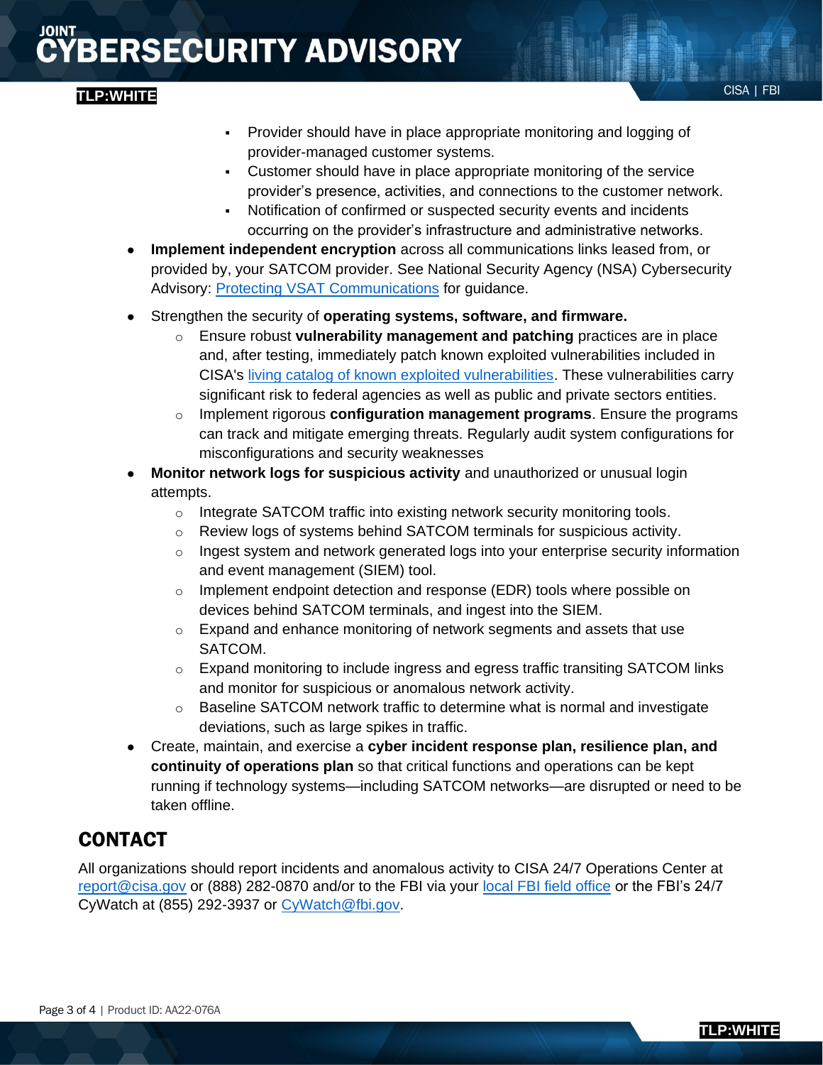- Provider should have in place appropriate monitoring and logging of provider-managed customer systems.
        - Customer should have in place appropriate monitoring of the service provider's presence, activities, and connections to the customer network.
        - Notification of confirmed or suspected security events and incidents occurring on the provider's infrastructure and administrative networks.

- **Implement independent encryption** across all communications links leased from, or provided by, your SATCOM provider. See National Security Agency (NSA) Cybersecurity Advisory: [Protecting VSAT Communications](#) for guidance.
- Strengthen the security of **operating systems, software, and firmware.**
    - Ensure robust **vulnerability management and patching** practices are in place and, after testing, immediately patch known exploited vulnerabilities included in CISA's [living catalog of known exploited vulnerabilities](#). These vulnerabilities carry significant risk to federal agencies as well as public and private sectors entities.
    - Implement rigorous **configuration management programs**. Ensure the programs can track and mitigate emerging threats. Regularly audit system configurations for misconfigurations and security weaknesses
- **Monitor network logs for suspicious activity** and unauthorized or unusual login attempts.
    - Integrate SATCOM traffic into existing network security monitoring tools.
    - Review logs of systems behind SATCOM terminals for suspicious activity.
    - Ingest system and network generated logs into your enterprise security information and event management (SIEM) tool.
    - Implement endpoint detection and response (EDR) tools where possible on devices behind SATCOM terminals, and ingest into the SIEM.
    - Expand and enhance monitoring of network segments and assets that use SATCOM.
    - Expand monitoring to include ingress and egress traffic transiting SATCOM links and monitor for suspicious or anomalous network activity.
    - Baseline SATCOM network traffic to determine what is normal and investigate deviations, such as large spikes in traffic.
- Create, maintain, and exercise a **cyber incident response plan, resilience plan, and continuity of operations plan** so that critical functions and operations can be kept running if technology systems—including SATCOM networks—are disrupted or need to be taken offline.

## CONTACT

All organizations should report incidents and anomalous activity to CISA 24/7 Operations Center at [report@cisa.gov](mailto:report@cisa.gov) or (888) 282-0870 and/or to the FBI via your [local FBI field office](#) or the FBI's 24/7 CyWatch at (855) 292-3937 or [CyWatch@fbi.gov](mailto:CyWatch@fbi.gov).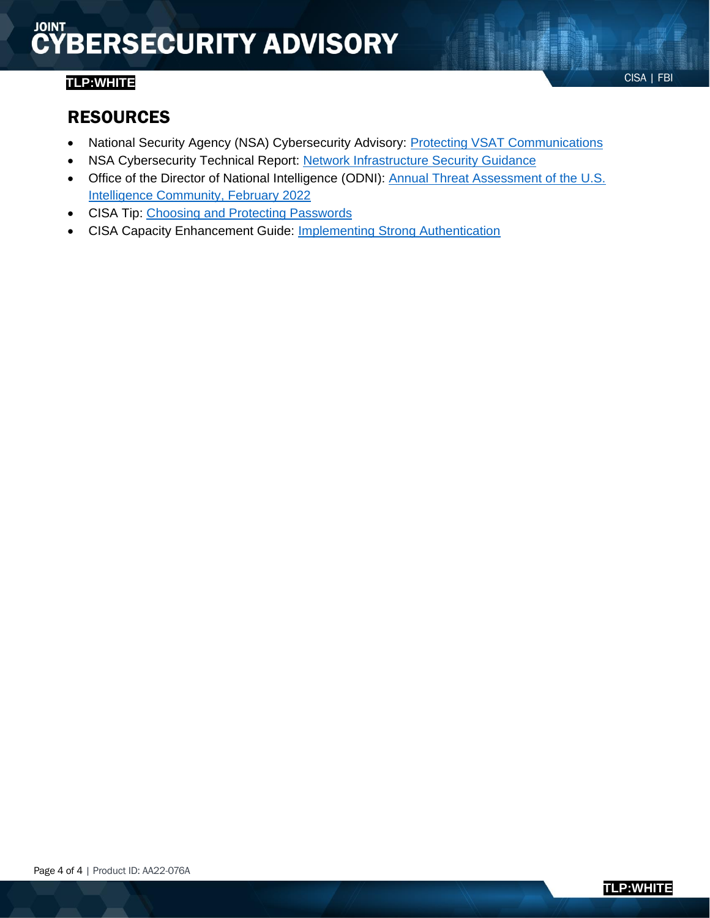## RESOURCES

- National Security Agency (NSA) Cybersecurity Advisory: Protecting VSAT Communications
- NSA Cybersecurity Technical Report: Network Infrastructure Security Guidance
- Office of the Director of National Intelligence (ODNI): Annual Threat Assessment of the U.S. Intelligence Community, February 2022
- CISA Tip: Choosing and Protecting Passwords
- CISA Capacity Enhancement Guide: Implementing Strong Authentication